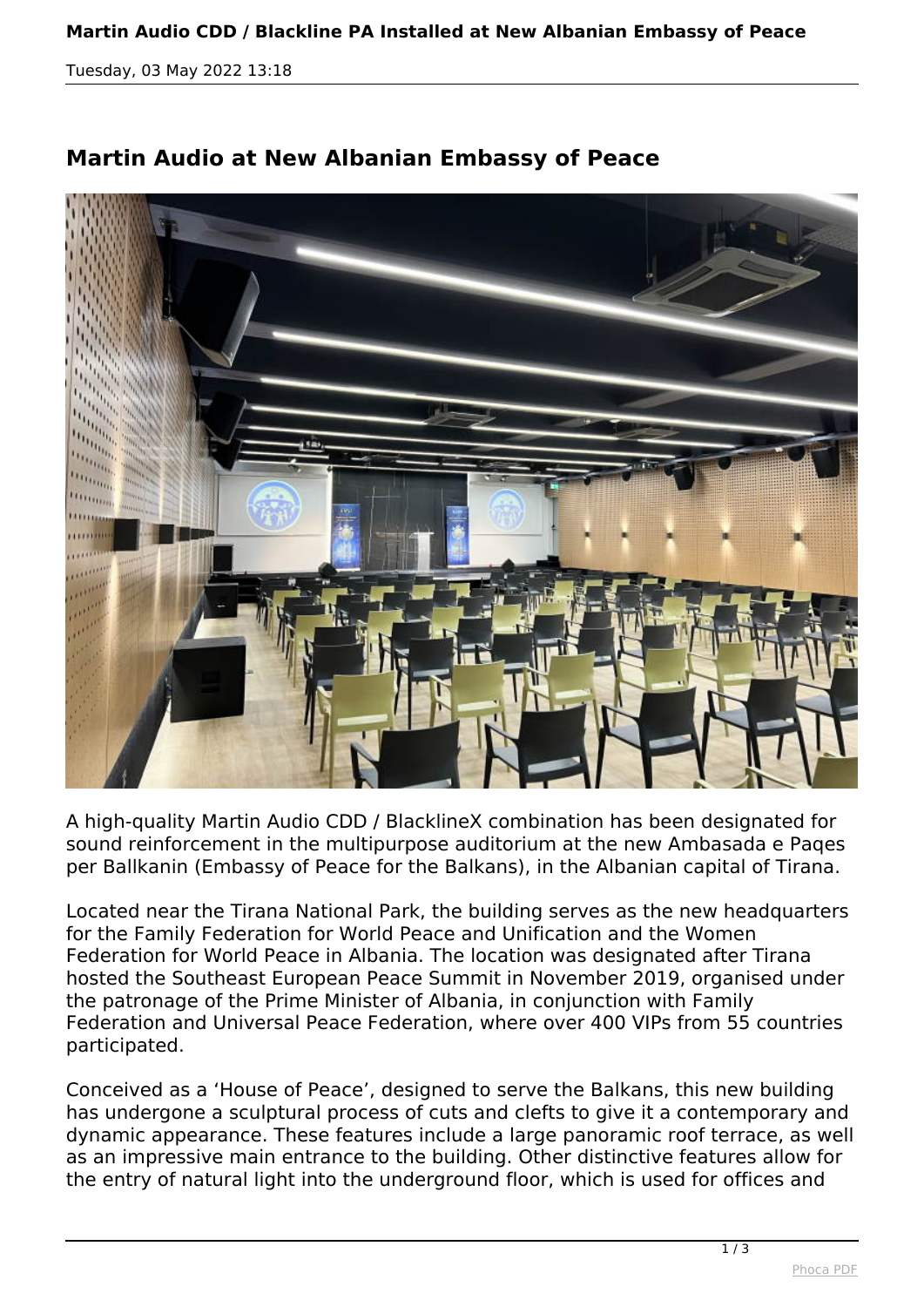# Martin Audio CDD / Blackline PA Installed at New Albanian Embassy of Peace

Tuesday, 03 May 2022 13:18

## Martin Audio at New Albanian Embassy of Peace

A high-quality Martin Audio CDD / BlacklineX combination has been designated for sound reinforcement in the multipurpose auditorium at the new Ambasada e Paqes per Ballkanin (Embassy of Peace for the Balkans), in the Albanian capital of Tirana.

Located near the Tirana National Park, the building serves as the new headquarters for the Family Federation for World Peace and Unification and the Women Federation for World Peace in Albania. The location was designated after Tirana hosted the Southeast European Peace Summit in November 2019, organised under the patronage of the Prime Minister of Albania, in conjunction with Family Federation and Universal Peace Federation, where over 400 VIPs from 55 countries participated.

Conceived as a 'House of Peace', designed to serve the Balkans, this new building has undergone a sculptural process of cuts and clefts to give it a contemporary and dynamic appearance. These features include a large panoramic roof terrace, as well as an impressive main entrance to the building. Other distinctive features allow for the entry of natural light into the underground floor, which is used for offices and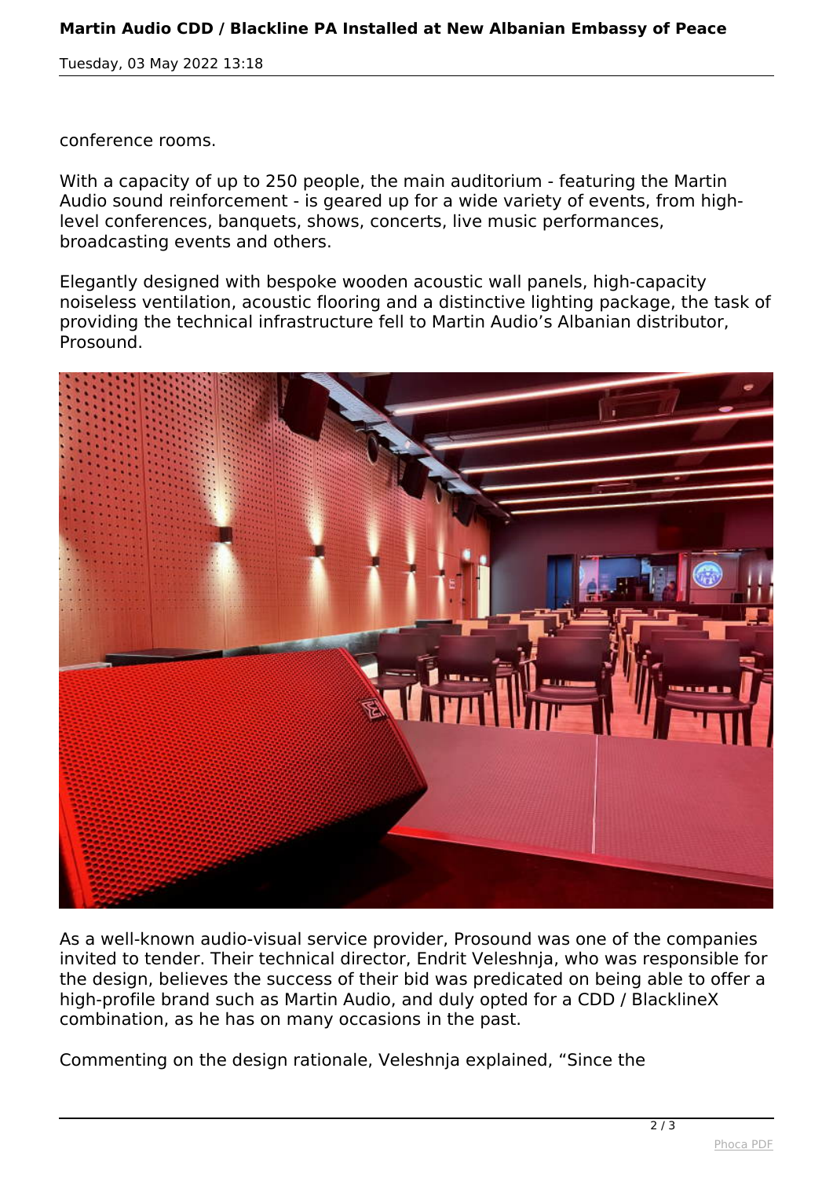conference rooms.

With a capacity of up to 250 people, the main auditorium - featuring the Martin Audio sound reinforcement - is geared up for a wide variety of events, from high-level conferences, banquets, shows, concerts, live music performances, broadcasting events and others.

Elegantly designed with bespoke wooden acoustic wall panels, high-capacity noiseless ventilation, acoustic flooring and a distinctive lighting package, the task of providing the technical infrastructure fell to Martin Audio's Albanian distributor, Prosound.

As a well-known audio-visual service provider, Prosound was one of the companies invited to tender. Their technical director, Endrit Veleshnja, who was responsible for the design, believes the success of their bid was predicated on being able to offer a high-profile brand such as Martin Audio, and duly opted for a CDD / BlacklineX combination, as he has on many occasions in the past.

Commenting on the design rationale, Veleshnja explained, "Since the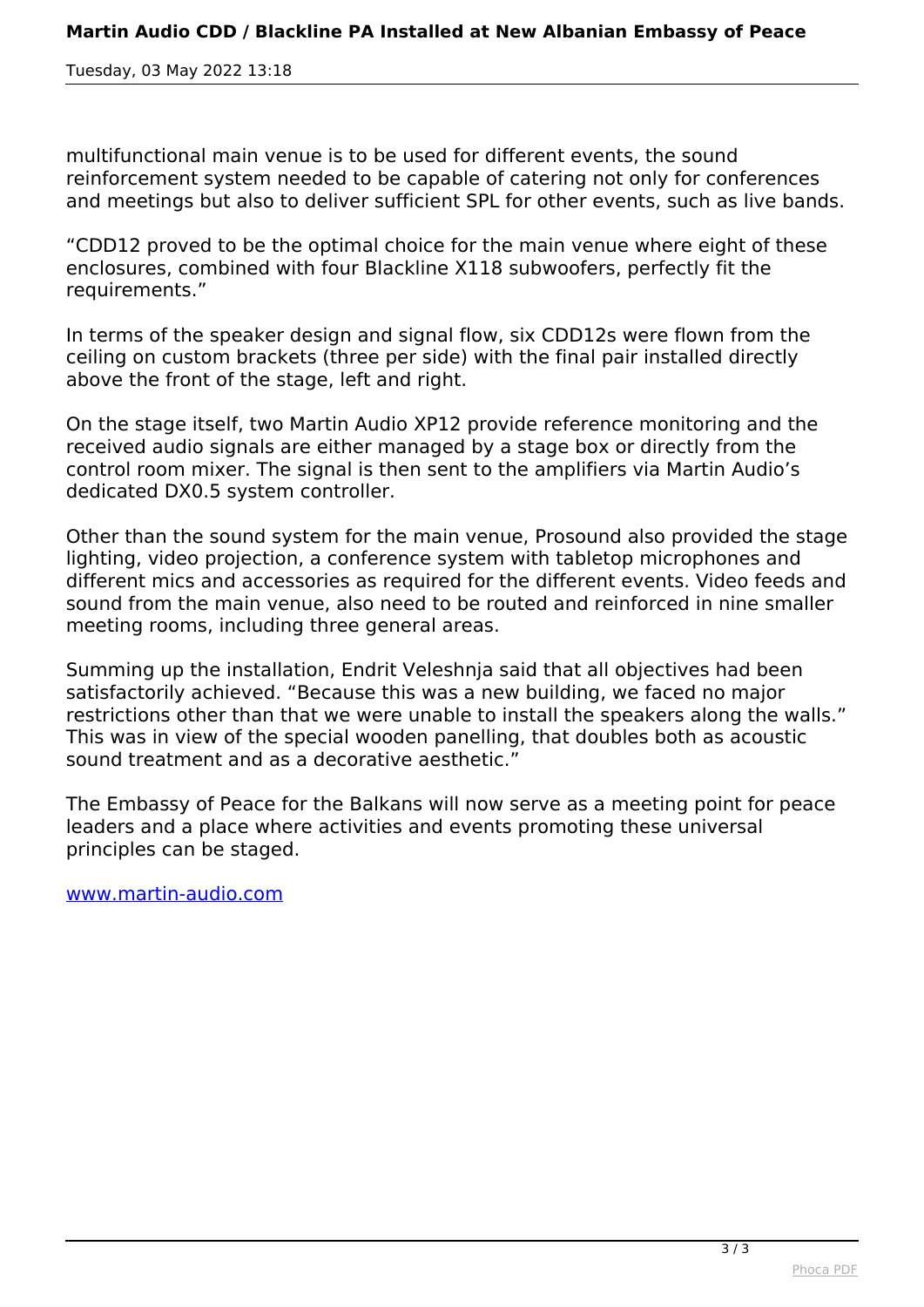multifunctional main venue is to be used for different events, the sound reinforcement system needed to be capable of catering not only for conferences and meetings but also to deliver sufficient SPL for other events, such as live bands.

“CDD12 proved to be the optimal choice for the main venue where eight of these enclosures, combined with four Blackline X118 subwoofers, perfectly fit the requirements.”

In terms of the speaker design and signal flow, six CDD12s were flown from the ceiling on custom brackets (three per side) with the final pair installed directly above the front of the stage, left and right.

On the stage itself, two Martin Audio XP12 provide reference monitoring and the received audio signals are either managed by a stage box or directly from the control room mixer. The signal is then sent to the amplifiers via Martin Audio’s dedicated DX0.5 system controller.

Other than the sound system for the main venue, Prosound also provided the stage lighting, video projection, a conference system with tabletop microphones and different mics and accessories as required for the different events. Video feeds and sound from the main venue, also need to be routed and reinforced in nine smaller meeting rooms, including three general areas.

Summing up the installation, Endrit Veleshnja said that all objectives had been satisfactorily achieved. “Because this was a new building, we faced no major restrictions other than that we were unable to install the speakers along the walls.” This was in view of the special wooden panelling, that doubles both as acoustic sound treatment and as a decorative aesthetic.”

The Embassy of Peace for the Balkans will now serve as a meeting point for peace leaders and a place where activities and events promoting these universal principles can be staged.

[www.martin-audio.com](http://www.martin-audio.com)